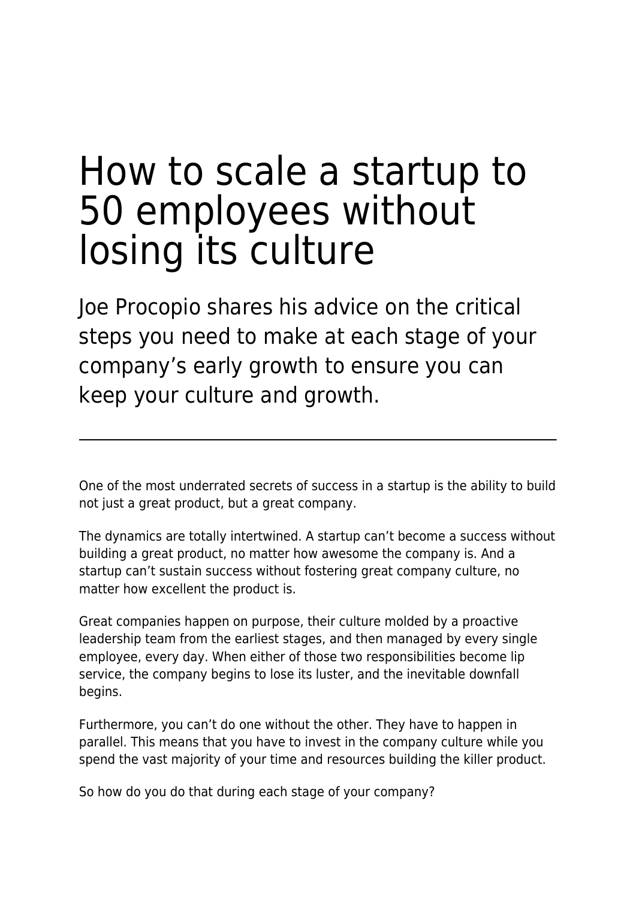# How to scale a startup to 50 employees without losing its culture

Joe Procopio shares his advice on the critical steps you need to make at each stage of your company's early growth to ensure you can keep your culture and growth.

---

One of the most underrated secrets of success in a startup is the ability to build not just a great product, but a great company.

The dynamics are totally intertwined. A startup can't become a success without building a great product, no matter how awesome the company is. And a startup can't sustain success without fostering great company culture, no matter how excellent the product is.

Great companies happen on purpose, their culture molded by a proactive leadership team from the earliest stages, and then managed by every single employee, every day. When either of those two responsibilities become lip service, the company begins to lose its luster, and the inevitable downfall begins.

Furthermore, you can't do one without the other. They have to happen in parallel. This means that you have to invest in the company culture while you spend the vast majority of your time and resources building the killer product.

So how do you do that during each stage of your company?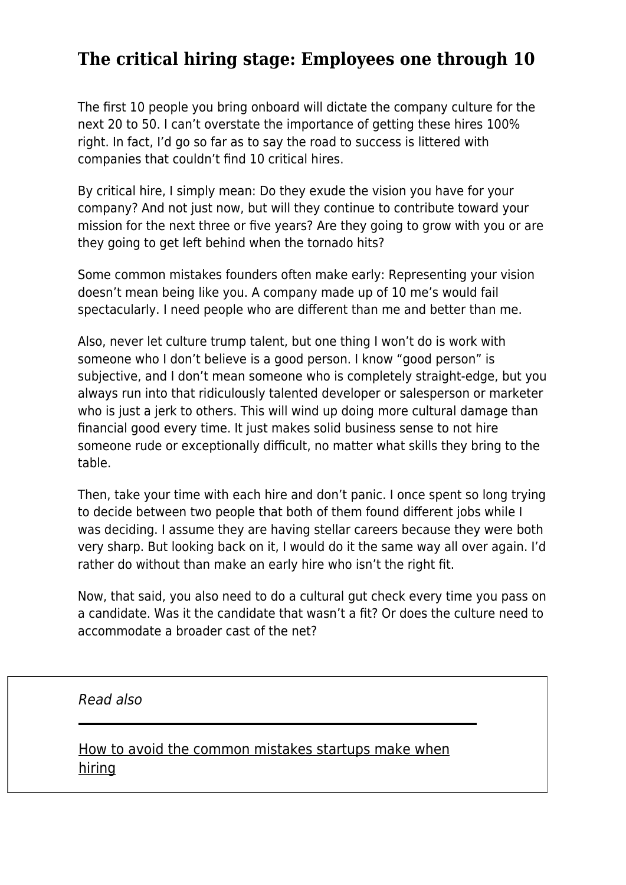## The critical hiring stage: Employees one through 10

The first 10 people you bring onboard will dictate the company culture for the next 20 to 50. I can't overstate the importance of getting these hires 100% right. In fact, I'd go so far as to say the road to success is littered with companies that couldn't find 10 critical hires.

By critical hire, I simply mean: Do they exude the vision you have for your company? And not just now, but will they continue to contribute toward your mission for the next three or five years? Are they going to grow with you or are they going to get left behind when the tornado hits?

Some common mistakes founders often make early: Representing your vision doesn't mean being like you. A company made up of 10 me's would fail spectacularly. I need people who are different than me and better than me.

Also, never let culture trump talent, but one thing I won't do is work with someone who I don't believe is a good person. I know "good person" is subjective, and I don't mean someone who is completely straight-edge, but you always run into that ridiculously talented developer or salesperson or marketer who is just a jerk to others. This will wind up doing more cultural damage than financial good every time. It just makes solid business sense to not hire someone rude or exceptionally difficult, no matter what skills they bring to the table.

Then, take your time with each hire and don't panic. I once spent so long trying to decide between two people that both of them found different jobs while I was deciding. I assume they are having stellar careers because they were both very sharp. But looking back on it, I would do it the same way all over again. I'd rather do without than make an early hire who isn't the right fit.

Now, that said, you also need to do a cultural gut check every time you pass on a candidate. Was it the candidate that wasn't a fit? Or does the culture need to accommodate a broader cast of the net?

*Read also*

---

How to avoid the common mistakes startups make when hiring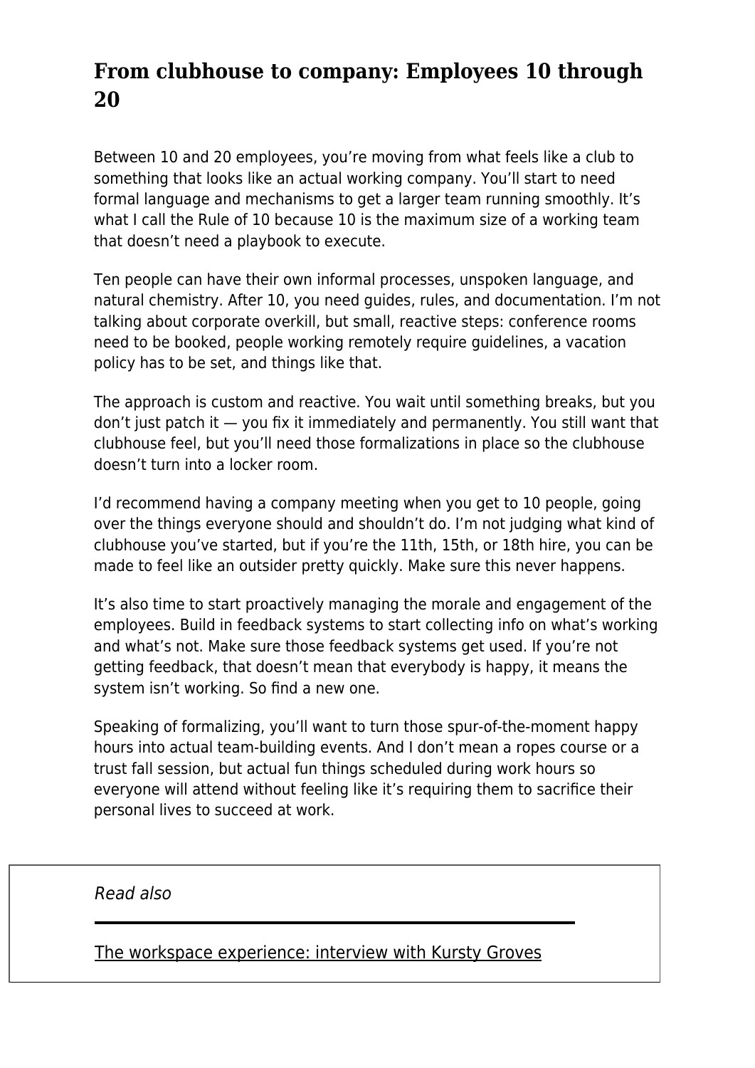## From clubhouse to company: Employees 10 through 20

Between 10 and 20 employees, you're moving from what feels like a club to something that looks like an actual working company. You'll start to need formal language and mechanisms to get a larger team running smoothly. It's what I call the Rule of 10 because 10 is the maximum size of a working team that doesn't need a playbook to execute.

Ten people can have their own informal processes, unspoken language, and natural chemistry. After 10, you need guides, rules, and documentation. I'm not talking about corporate overkill, but small, reactive steps: conference rooms need to be booked, people working remotely require guidelines, a vacation policy has to be set, and things like that.

The approach is custom and reactive. You wait until something breaks, but you don't just patch it — you fix it immediately and permanently. You still want that clubhouse feel, but you'll need those formalizations in place so the clubhouse doesn't turn into a locker room.

I'd recommend having a company meeting when you get to 10 people, going over the things everyone should and shouldn't do. I'm not judging what kind of clubhouse you've started, but if you're the 11th, 15th, or 18th hire, you can be made to feel like an outsider pretty quickly. Make sure this never happens.

It's also time to start proactively managing the morale and engagement of the employees. Build in feedback systems to start collecting info on what's working and what's not. Make sure those feedback systems get used. If you're not getting feedback, that doesn't mean that everybody is happy, it means the system isn't working. So find a new one.

Speaking of formalizing, you'll want to turn those spur-of-the-moment happy hours into actual team-building events. And I don't mean a ropes course or a trust fall session, but actual fun things scheduled during work hours so everyone will attend without feeling like it's requiring them to sacrifice their personal lives to succeed at work.

*Read also*

The workspace experience: interview with Kursty Groves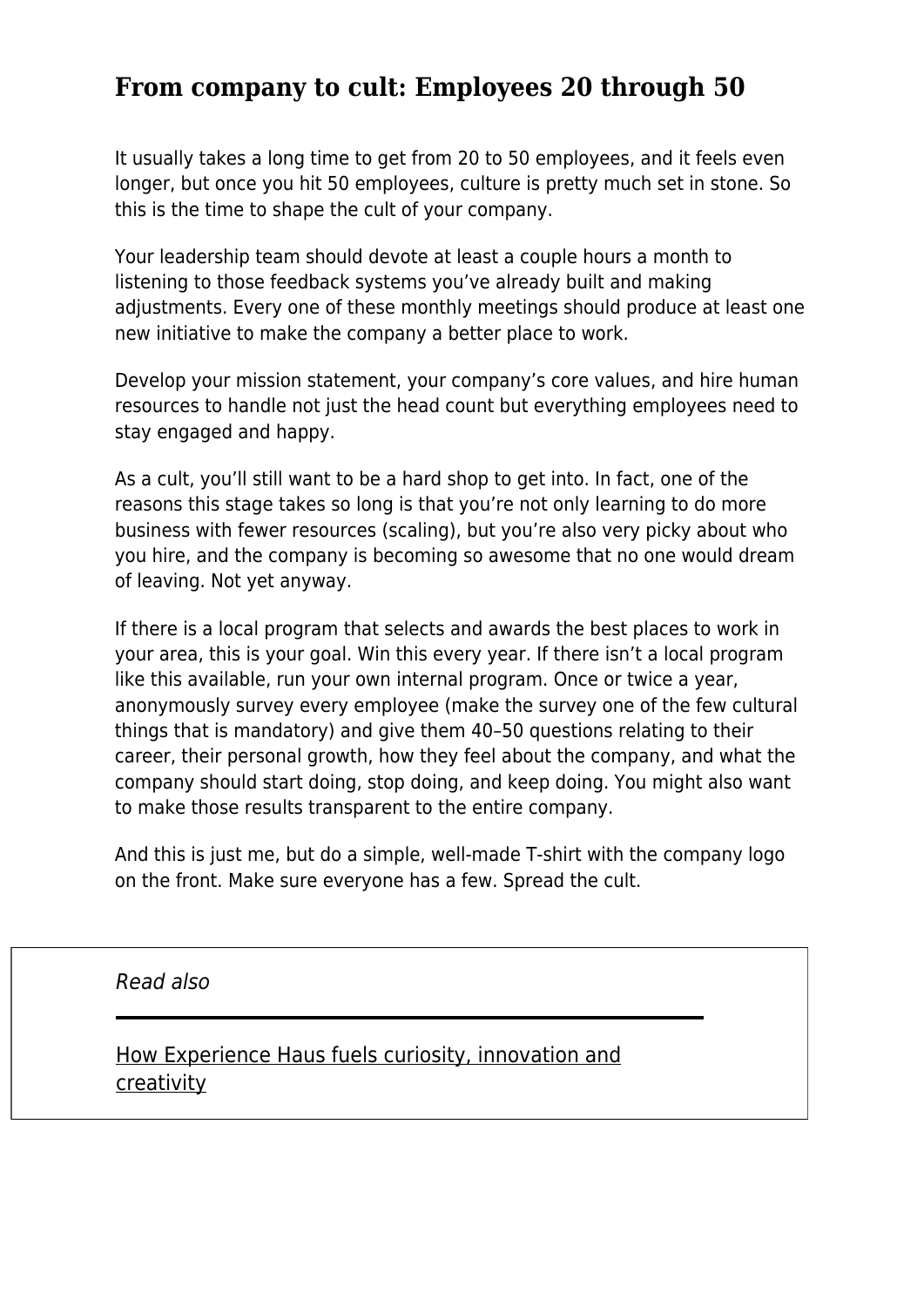## From company to cult: Employees 20 through 50

It usually takes a long time to get from 20 to 50 employees, and it feels even longer, but once you hit 50 employees, culture is pretty much set in stone. So this is the time to shape the cult of your company.

Your leadership team should devote at least a couple hours a month to listening to those feedback systems you've already built and making adjustments. Every one of these monthly meetings should produce at least one new initiative to make the company a better place to work.

Develop your mission statement, your company's core values, and hire human resources to handle not just the head count but everything employees need to stay engaged and happy.

As a cult, you'll still want to be a hard shop to get into. In fact, one of the reasons this stage takes so long is that you're not only learning to do more business with fewer resources (scaling), but you're also very picky about who you hire, and the company is becoming so awesome that no one would dream of leaving. Not yet anyway.

If there is a local program that selects and awards the best places to work in your area, this is your goal. Win this every year. If there isn't a local program like this available, run your own internal program. Once or twice a year, anonymously survey every employee (make the survey one of the few cultural things that is mandatory) and give them 40–50 questions relating to their career, their personal growth, how they feel about the company, and what the company should start doing, stop doing, and keep doing. You might also want to make those results transparent to the entire company.

And this is just me, but do a simple, well-made T-shirt with the company logo on the front. Make sure everyone has a few. Spread the cult.

*Read also*

How Experience Haus fuels curiosity, innovation and creativity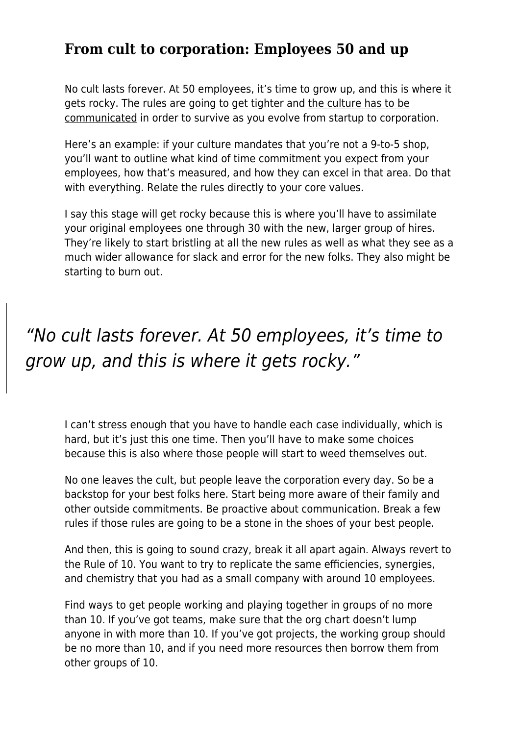## From cult to corporation: Employees 50 and up

No cult lasts forever. At 50 employees, it's time to grow up, and this is where it gets rocky. The rules are going to get tighter and the culture has to be communicated in order to survive as you evolve from startup to corporation.

Here's an example: if your culture mandates that you're not a 9-to-5 shop, you'll want to outline what kind of time commitment you expect from your employees, how that's measured, and how they can excel in that area. Do that with everything. Relate the rules directly to your core values.

I say this stage will get rocky because this is where you'll have to assimilate your original employees one through 30 with the new, larger group of hires. They're likely to start bristling at all the new rules as well as what they see as a much wider allowance for slack and error for the new folks. They also might be starting to burn out.

> *"No cult lasts forever. At 50 employees, it's time to grow up, and this is where it gets rocky."*

I can't stress enough that you have to handle each case individually, which is hard, but it's just this one time. Then you'll have to make some choices because this is also where those people will start to weed themselves out.

No one leaves the cult, but people leave the corporation every day. So be a backstop for your best folks here. Start being more aware of their family and other outside commitments. Be proactive about communication. Break a few rules if those rules are going to be a stone in the shoes of your best people.

And then, this is going to sound crazy, break it all apart again. Always revert to the Rule of 10. You want to try to replicate the same efficiencies, synergies, and chemistry that you had as a small company with around 10 employees.

Find ways to get people working and playing together in groups of no more than 10. If you've got teams, make sure that the org chart doesn't lump anyone in with more than 10. If you've got projects, the working group should be no more than 10, and if you need more resources then borrow them from other groups of 10.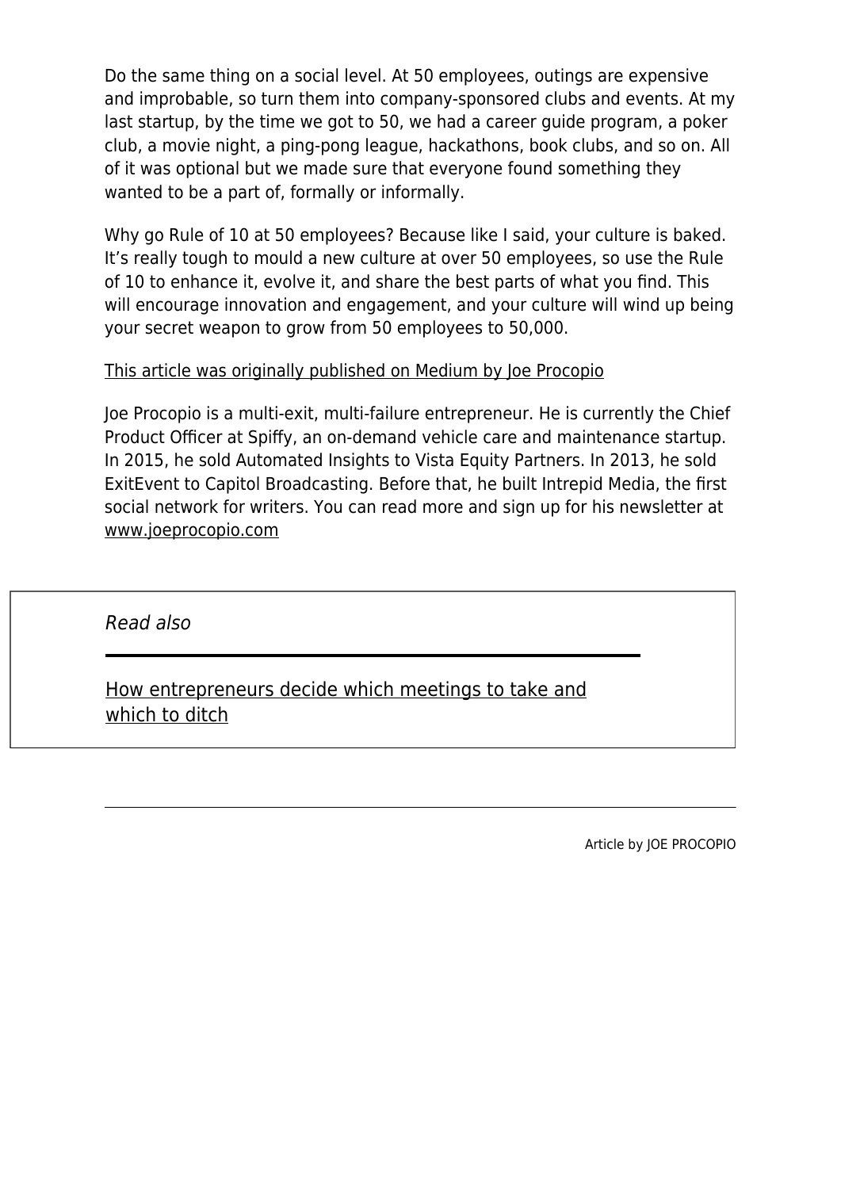Do the same thing on a social level. At 50 employees, outings are expensive and improbable, so turn them into company-sponsored clubs and events. At my last startup, by the time we got to 50, we had a career guide program, a poker club, a movie night, a ping-pong league, hackathons, book clubs, and so on. All of it was optional but we made sure that everyone found something they wanted to be a part of, formally or informally.

Why go Rule of 10 at 50 employees? Because like I said, your culture is baked. It's really tough to mould a new culture at over 50 employees, so use the Rule of 10 to enhance it, evolve it, and share the best parts of what you find. This will encourage innovation and engagement, and your culture will wind up being your secret weapon to grow from 50 employees to 50,000.

This article was originally published on Medium by Joe Procopio

Joe Procopio is a multi-exit, multi-failure entrepreneur. He is currently the Chief Product Officer at Spiffy, an on-demand vehicle care and maintenance startup. In 2015, he sold Automated Insights to Vista Equity Partners. In 2013, he sold ExitEvent to Capitol Broadcasting. Before that, he built Intrepid Media, the first social network for writers. You can read more and sign up for his newsletter at www.joeprocopio.com

*Read also*

How entrepreneurs decide which meetings to take and which to ditch

---

Article by JOE PROCOPIO